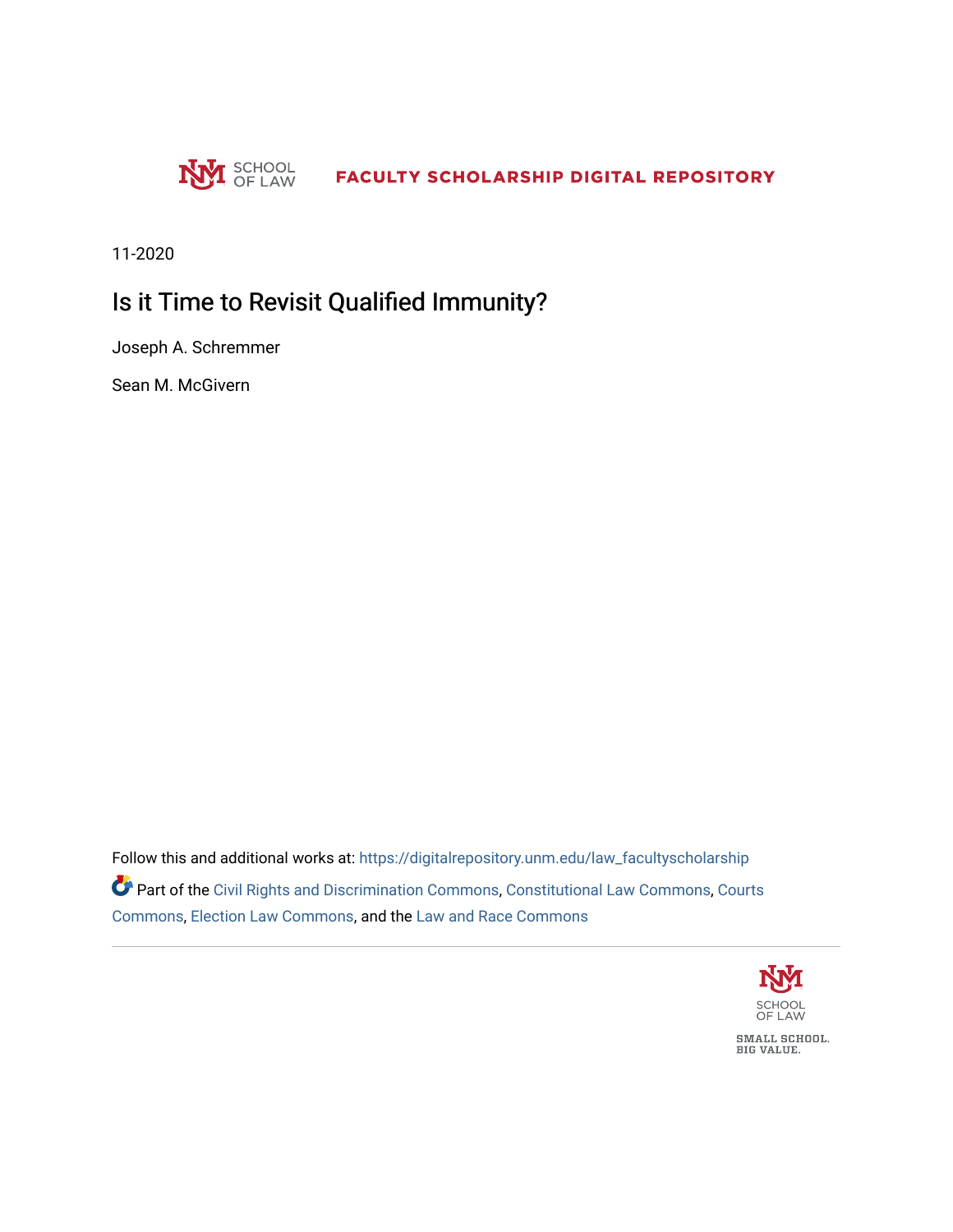SCHOOL OF LAW

FACULTY SCHOLARSHIP DIGITAL REPOSITORY

11-2020

# Is it Time to Revisit Qualified Immunity?

Joseph A. Schremmer

Sean M. McGivern

Follow this and additional works at: https://digitalrepository.unm.edu/law_facultyscholarship

Part of the Civil Rights and Discrimination Commons, Constitutional Law Commons, Courts Commons, Election Law Commons, and the Law and Race Commons

SCHOOL OF LAW

SMALL SCHOOL. BIG VALUE.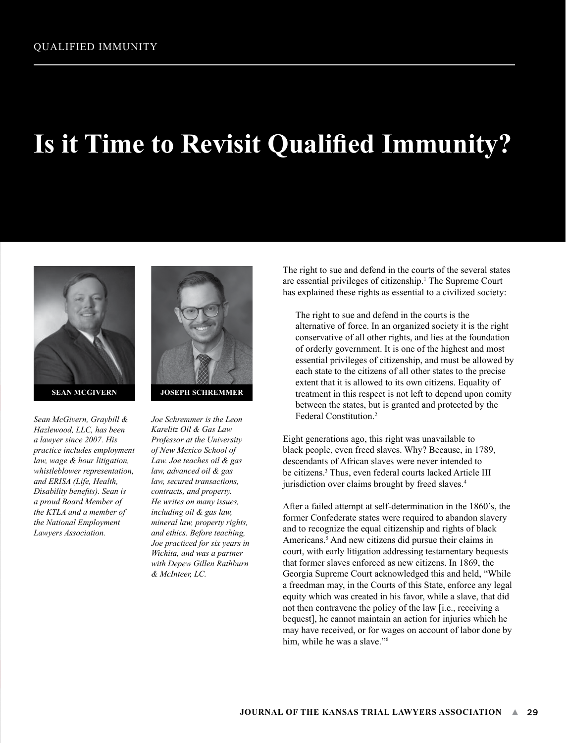# Is it Time to Revisit Qualified Immunity?

**SEAN MCGIVERN**

*Sean McGivern, Graybill & Hazlewood, LLC, has been a lawyer since 2007. His practice includes employment law, wage & hour litigation, whistleblower representation, and ERISA (Life, Health, Disability benefits). Sean is a proud Board Member of the KTLA and a member of the National Employment Lawyers Association.*

**JOSEPH SCHREMMER**

*Joe Schremmer is the Leon Karelitz Oil & Gas Law Professor at the University of New Mexico School of Law. Joe teaches oil & gas law, advanced oil & gas law, secured transactions, contracts, and property. He writes on many issues, including oil & gas law, mineral law, property rights, and ethics. Before teaching, Joe practiced for six years in Wichita, and was a partner with Depew Gillen Rathburn & McInteer, LC.*

The right to sue and defend in the courts of the several states are essential privileges of citizenship.[1] The Supreme Court has explained these rights as essential to a civilized society:

> The right to sue and defend in the courts is the alternative of force. In an organized society it is the right conservative of all other rights, and lies at the foundation of orderly government. It is one of the highest and most essential privileges of citizenship, and must be allowed by each state to the citizens of all other states to the precise extent that it is allowed to its own citizens. Equality of treatment in this respect is not left to depend upon comity between the states, but is granted and protected by the Federal Constitution.[2]

Eight generations ago, this right was unavailable to black people, even freed slaves. Why? Because, in 1789, descendants of African slaves were never intended to be citizens.[3] Thus, even federal courts lacked Article III jurisdiction over claims brought by freed slaves.[4]

After a failed attempt at self-determination in the 1860's, the former Confederate states were required to abandon slavery and to recognize the equal citizenship and rights of black Americans.[5] And new citizens did pursue their claims in court, with early litigation addressing testamentary bequests that former slaves enforced as new citizens. In 1869, the Georgia Supreme Court acknowledged this and held, "While a freedman may, in the Courts of this State, enforce any legal equity which was created in his favor, while a slave, that did not then contravene the policy of the law [i.e., receiving a bequest], he cannot maintain an action for injuries which he may have received, or for wages on account of labor done by him, while he was a slave."[6]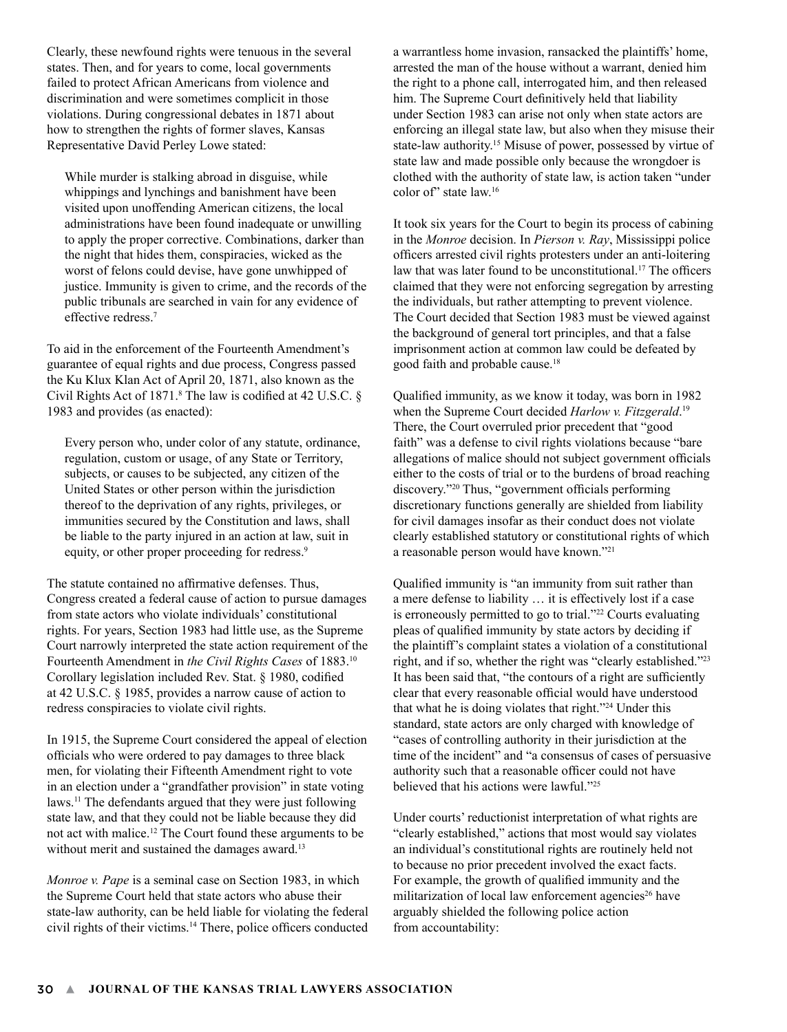Clearly, these newfound rights were tenuous in the several states. Then, and for years to come, local governments failed to protect African Americans from violence and discrimination and were sometimes complicit in those violations. During congressional debates in 1871 about how to strengthen the rights of former slaves, Kansas Representative David Perley Lowe stated:

> While murder is stalking abroad in disguise, while whippings and lynchings and banishment have been visited upon unoffending American citizens, the local administrations have been found inadequate or unwilling to apply the proper corrective. Combinations, darker than the night that hides them, conspiracies, wicked as the worst of felons could devise, have gone unwhipped of justice. Immunity is given to crime, and the records of the public tribunals are searched in vain for any evidence of effective redress.[7]

To aid in the enforcement of the Fourteenth Amendment's guarantee of equal rights and due process, Congress passed the Ku Klux Klan Act of April 20, 1871, also known as the Civil Rights Act of 1871.[8] The law is codified at 42 U.S.C. § 1983 and provides (as enacted):

> Every person who, under color of any statute, ordinance, regulation, custom or usage, of any State or Territory, subjects, or causes to be subjected, any citizen of the United States or other person within the jurisdiction thereof to the deprivation of any rights, privileges, or immunities secured by the Constitution and laws, shall be liable to the party injured in an action at law, suit in equity, or other proper proceeding for redress.[9]

The statute contained no affirmative defenses. Thus, Congress created a federal cause of action to pursue damages from state actors who violate individuals' constitutional rights. For years, Section 1983 had little use, as the Supreme Court narrowly interpreted the state action requirement of the Fourteenth Amendment in *the Civil Rights Cases* of 1883.[10] Corollary legislation included Rev. Stat. § 1980, codified at 42 U.S.C. § 1985, provides a narrow cause of action to redress conspiracies to violate civil rights.

In 1915, the Supreme Court considered the appeal of election officials who were ordered to pay damages to three black men, for violating their Fifteenth Amendment right to vote in an election under a "grandfather provision" in state voting laws.[11] The defendants argued that they were just following state law, and that they could not be liable because they did not act with malice.[12] The Court found these arguments to be without merit and sustained the damages award.[13]

*Monroe v. Pape* is a seminal case on Section 1983, in which the Supreme Court held that state actors who abuse their state-law authority, can be held liable for violating the federal civil rights of their victims.[14] There, police officers conducted a warrantless home invasion, ransacked the plaintiffs' home, arrested the man of the house without a warrant, denied him the right to a phone call, interrogated him, and then released him. The Supreme Court definitively held that liability under Section 1983 can arise not only when state actors are enforcing an illegal state law, but also when they misuse their state-law authority.[15] Misuse of power, possessed by virtue of state law and made possible only because the wrongdoer is clothed with the authority of state law, is action taken "under color of" state law.[16]

It took six years for the Court to begin its process of cabining in the *Monroe* decision. In *Pierson v. Ray*, Mississippi police officers arrested civil rights protesters under an anti-loitering law that was later found to be unconstitutional.[17] The officers claimed that they were not enforcing segregation by arresting the individuals, but rather attempting to prevent violence. The Court decided that Section 1983 must be viewed against the background of general tort principles, and that a false imprisonment action at common law could be defeated by good faith and probable cause.[18]

Qualified immunity, as we know it today, was born in 1982 when the Supreme Court decided *Harlow v. Fitzgerald*.[19] There, the Court overruled prior precedent that "good faith" was a defense to civil rights violations because "bare allegations of malice should not subject government officials either to the costs of trial or to the burdens of broad reaching discovery."[20] Thus, "government officials performing discretionary functions generally are shielded from liability for civil damages insofar as their conduct does not violate clearly established statutory or constitutional rights of which a reasonable person would have known."[21]

Qualified immunity is "an immunity from suit rather than a mere defense to liability … it is effectively lost if a case is erroneously permitted to go to trial."[22] Courts evaluating pleas of qualified immunity by state actors by deciding if the plaintiff's complaint states a violation of a constitutional right, and if so, whether the right was "clearly established."[23] It has been said that, "the contours of a right are sufficiently clear that every reasonable official would have understood that what he is doing violates that right."[24] Under this standard, state actors are only charged with knowledge of "cases of controlling authority in their jurisdiction at the time of the incident" and "a consensus of cases of persuasive authority such that a reasonable officer could not have believed that his actions were lawful."[25]

Under courts' reductionist interpretation of what rights are "clearly established," actions that most would say violates an individual's constitutional rights are routinely held not to because no prior precedent involved the exact facts. For example, the growth of qualified immunity and the militarization of local law enforcement agencies[26] have arguably shielded the following police action from accountability: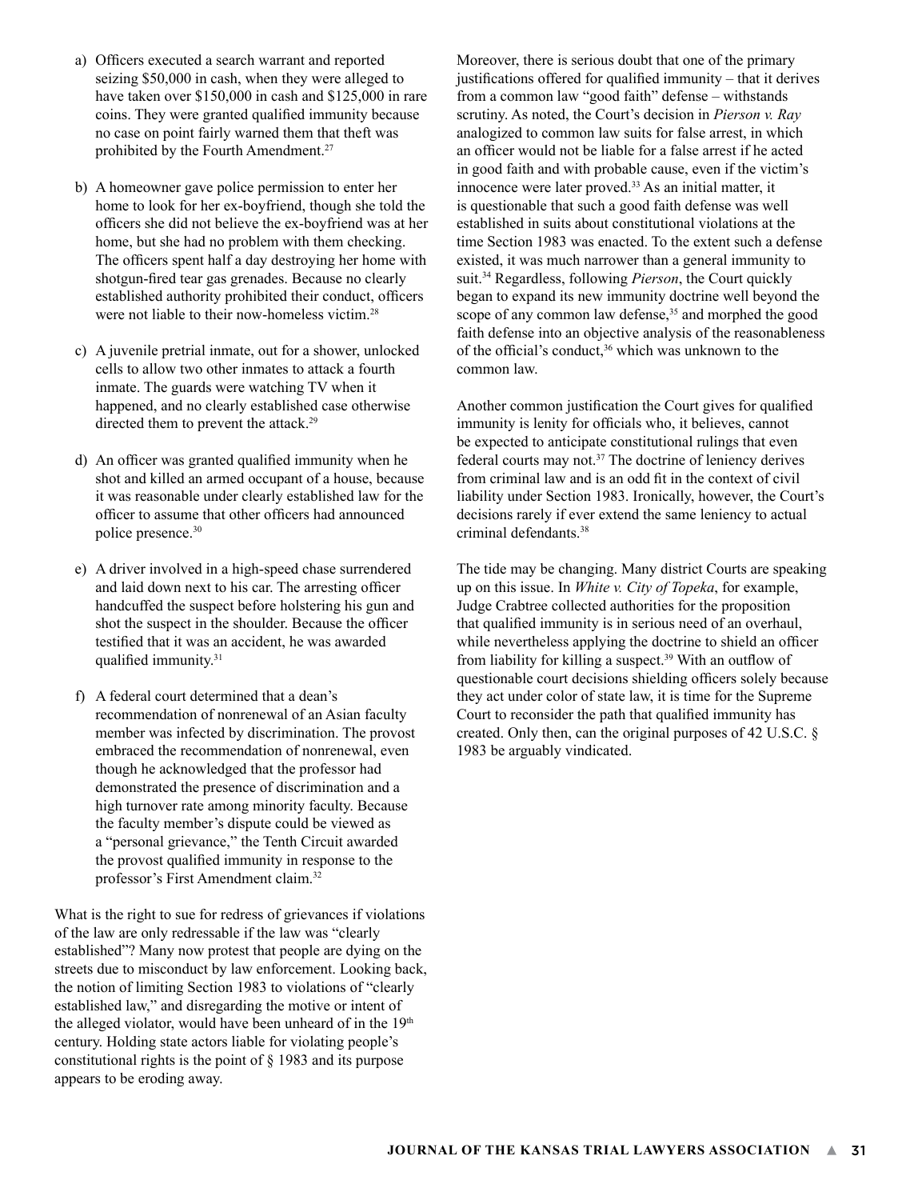a) Officers executed a search warrant and reported seizing $50,000 in cash, when they were alleged to have taken over $150,000 in cash and $125,000 in rare coins. They were granted qualified immunity because no case on point fairly warned them that theft was prohibited by the Fourth Amendment.[27]

b) A homeowner gave police permission to enter her home to look for her ex-boyfriend, though she told the officers she did not believe the ex-boyfriend was at her home, but she had no problem with them checking. The officers spent half a day destroying her home with shotgun-fired tear gas grenades. Because no clearly established authority prohibited their conduct, officers were not liable to their now-homeless victim.[28]

c) A juvenile pretrial inmate, out for a shower, unlocked cells to allow two other inmates to attack a fourth inmate. The guards were watching TV when it happened, and no clearly established case otherwise directed them to prevent the attack.[29]

d) An officer was granted qualified immunity when he shot and killed an armed occupant of a house, because it was reasonable under clearly established law for the officer to assume that other officers had announced police presence.[30]

e) A driver involved in a high-speed chase surrendered and laid down next to his car. The arresting officer handcuffed the suspect before holstering his gun and shot the suspect in the shoulder. Because the officer testified that it was an accident, he was awarded qualified immunity.[31]

f) A federal court determined that a dean's recommendation of nonrenewal of an Asian faculty member was infected by discrimination. The provost embraced the recommendation of nonrenewal, even though he acknowledged that the professor had demonstrated the presence of discrimination and a high turnover rate among minority faculty. Because the faculty member's dispute could be viewed as a "personal grievance," the Tenth Circuit awarded the provost qualified immunity in response to the professor's First Amendment claim.[32]

What is the right to sue for redress of grievances if violations of the law are only redressable if the law was "clearly established"? Many now protest that people are dying on the streets due to misconduct by law enforcement. Looking back, the notion of limiting Section 1983 to violations of "clearly established law," and disregarding the motive or intent of the alleged violator, would have been unheard of in the 19th century. Holding state actors liable for violating people's constitutional rights is the point of § 1983 and its purpose appears to be eroding away.

Moreover, there is serious doubt that one of the primary justifications offered for qualified immunity – that it derives from a common law "good faith" defense – withstands scrutiny. As noted, the Court's decision in *Pierson v. Ray* analogized to common law suits for false arrest, in which an officer would not be liable for a false arrest if he acted in good faith and with probable cause, even if the victim's innocence were later proved.[33] As an initial matter, it is questionable that such a good faith defense was well established in suits about constitutional violations at the time Section 1983 was enacted. To the extent such a defense existed, it was much narrower than a general immunity to suit.[34] Regardless, following *Pierson*, the Court quickly began to expand its new immunity doctrine well beyond the scope of any common law defense,[35] and morphed the good faith defense into an objective analysis of the reasonableness of the official's conduct,[36] which was unknown to the common law.

Another common justification the Court gives for qualified immunity is lenity for officials who, it believes, cannot be expected to anticipate constitutional rulings that even federal courts may not.[37] The doctrine of leniency derives from criminal law and is an odd fit in the context of civil liability under Section 1983. Ironically, however, the Court's decisions rarely if ever extend the same leniency to actual criminal defendants.[38]

The tide may be changing. Many district Courts are speaking up on this issue. In *White v. City of Topeka*, for example, Judge Crabtree collected authorities for the proposition that qualified immunity is in serious need of an overhaul, while nevertheless applying the doctrine to shield an officer from liability for killing a suspect.[39] With an outflow of questionable court decisions shielding officers solely because they act under color of state law, it is time for the Supreme Court to reconsider the path that qualified immunity has created. Only then, can the original purposes of 42 U.S.C. § 1983 be arguably vindicated.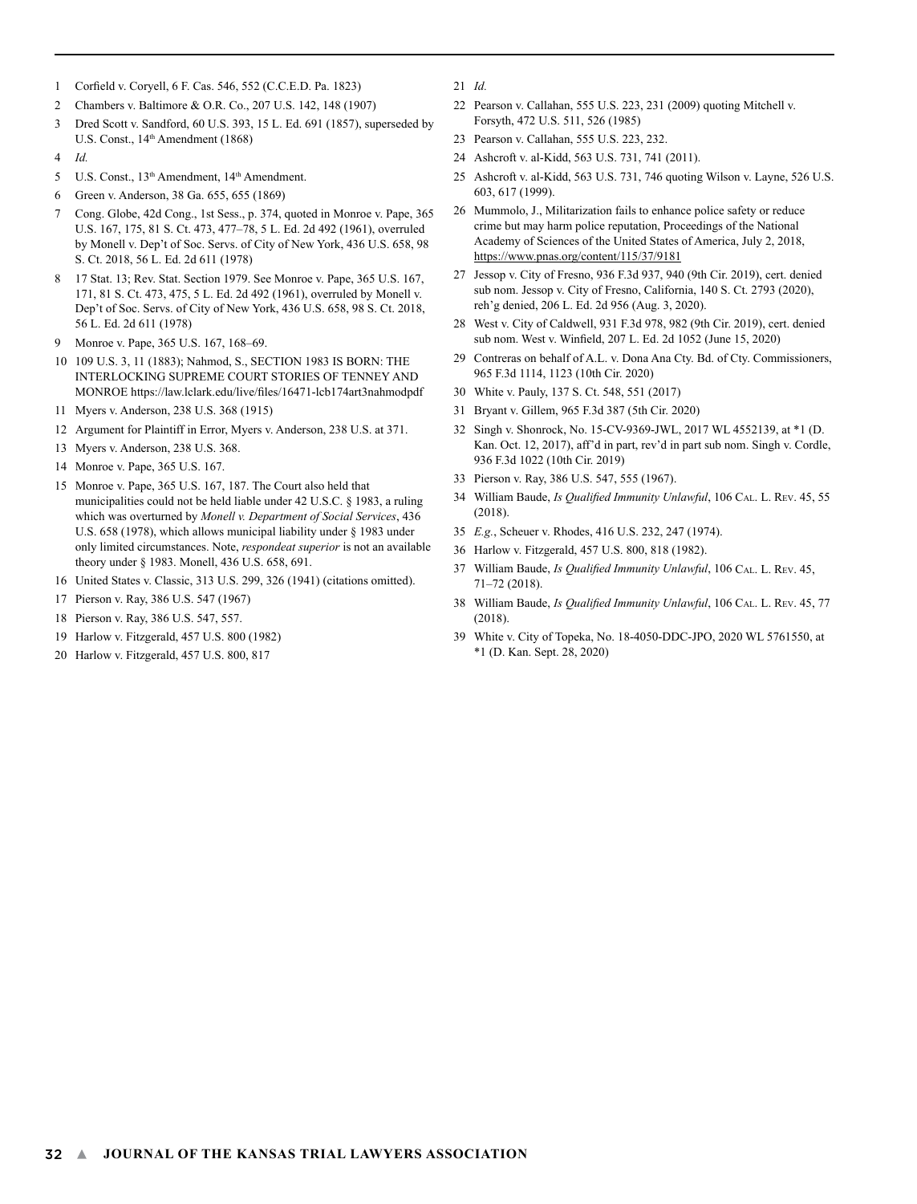1. Corfield v. Coryell, 6 F. Cas. 546, 552 (C.C.E.D. Pa. 1823)
2. Chambers v. Baltimore & O.R. Co., 207 U.S. 142, 148 (1907)
3. Dred Scott v. Sandford, 60 U.S. 393, 15 L. Ed. 691 (1857), superseded by U.S. Const., 14th Amendment (1868)
4. *Id.*
5. U.S. Const., 13th Amendment, 14th Amendment.
6. Green v. Anderson, 38 Ga. 655, 655 (1869)
7. Cong. Globe, 42d Cong., 1st Sess., p. 374, quoted in Monroe v. Pape, 365 U.S. 167, 175, 81 S. Ct. 473, 477–78, 5 L. Ed. 2d 492 (1961), overruled by Monell v. Dep't of Soc. Servs. of City of New York, 436 U.S. 658, 98 S. Ct. 2018, 56 L. Ed. 2d 611 (1978)
8. 17 Stat. 13; Rev. Stat. Section 1979. See Monroe v. Pape, 365 U.S. 167, 171, 81 S. Ct. 473, 475, 5 L. Ed. 2d 492 (1961), overruled by Monell v. Dep't of Soc. Servs. of City of New York, 436 U.S. 658, 98 S. Ct. 2018, 56 L. Ed. 2d 611 (1978)
9. Monroe v. Pape, 365 U.S. 167, 168–69.
10. 109 U.S. 3, 11 (1883); Nahmod, S., SECTION 1983 IS BORN: THE INTERLOCKING SUPREME COURT STORIES OF TENNEY AND MONROE https://law.lclark.edu/live/files/16471-lcb174art3nahmodpdf
11. Myers v. Anderson, 238 U.S. 368 (1915)
12. Argument for Plaintiff in Error, Myers v. Anderson, 238 U.S. at 371.
13. Myers v. Anderson, 238 U.S. 368.
14. Monroe v. Pape, 365 U.S. 167.
15. Monroe v. Pape, 365 U.S. 167, 187. The Court also held that municipalities could not be held liable under 42 U.S.C. § 1983, a ruling which was overturned by *Monell v. Department of Social Services*, 436 U.S. 658 (1978), which allows municipal liability under § 1983 under only limited circumstances. Note, *respondeat superior* is not an available theory under § 1983. Monell, 436 U.S. 658, 691.
16. United States v. Classic, 313 U.S. 299, 326 (1941) (citations omitted).
17. Pierson v. Ray, 386 U.S. 547 (1967)
18. Pierson v. Ray, 386 U.S. 547, 557.
19. Harlow v. Fitzgerald, 457 U.S. 800 (1982)
20. Harlow v. Fitzgerald, 457 U.S. 800, 817
21. *Id.*
22. Pearson v. Callahan, 555 U.S. 223, 231 (2009) quoting Mitchell v. Forsyth, 472 U.S. 511, 526 (1985)
23. Pearson v. Callahan, 555 U.S. 223, 232.
24. Ashcroft v. al-Kidd, 563 U.S. 731, 741 (2011).
25. Ashcroft v. al-Kidd, 563 U.S. 731, 746 quoting Wilson v. Layne, 526 U.S. 603, 617 (1999).
26. Mummolo, J., Militarization fails to enhance police safety or reduce crime but may harm police reputation, Proceedings of the National Academy of Sciences of the United States of America, July 2, 2018, https://www.pnas.org/content/115/37/9181
27. Jessop v. City of Fresno, 936 F.3d 937, 940 (9th Cir. 2019), cert. denied sub nom. Jessop v. City of Fresno, California, 140 S. Ct. 2793 (2020), reh'g denied, 206 L. Ed. 2d 956 (Aug. 3, 2020).
28. West v. City of Caldwell, 931 F.3d 978, 982 (9th Cir. 2019), cert. denied sub nom. West v. Winfield, 207 L. Ed. 2d 1052 (June 15, 2020)
29. Contreras on behalf of A.L. v. Dona Ana Cty. Bd. of Cty. Commissioners, 965 F.3d 1114, 1123 (10th Cir. 2020)
30. White v. Pauly, 137 S. Ct. 548, 551 (2017)
31. Bryant v. Gillem, 965 F.3d 387 (5th Cir. 2020)
32. Singh v. Shonrock, No. 15-CV-9369-JWL, 2017 WL 4552139, at *1 (D. Kan. Oct. 12, 2017), aff'd in part, rev'd in part sub nom. Singh v. Cordle, 936 F.3d 1022 (10th Cir. 2019)
33. Pierson v. Ray, 386 U.S. 547, 555 (1967).
34. William Baude, *Is Qualified Immunity Unlawful*, 106 Cal. L. Rev. 45, 55 (2018).
35. *E.g.*, Scheuer v. Rhodes, 416 U.S. 232, 247 (1974).
36. Harlow v. Fitzgerald, 457 U.S. 800, 818 (1982).
37. William Baude, *Is Qualified Immunity Unlawful*, 106 Cal. L. Rev. 45, 71–72 (2018).
38. William Baude, *Is Qualified Immunity Unlawful*, 106 Cal. L. Rev. 45, 77 (2018).
39. White v. City of Topeka, No. 18-4050-DDC-JPO, 2020 WL 5761550, at *1 (D. Kan. Sept. 28, 2020)